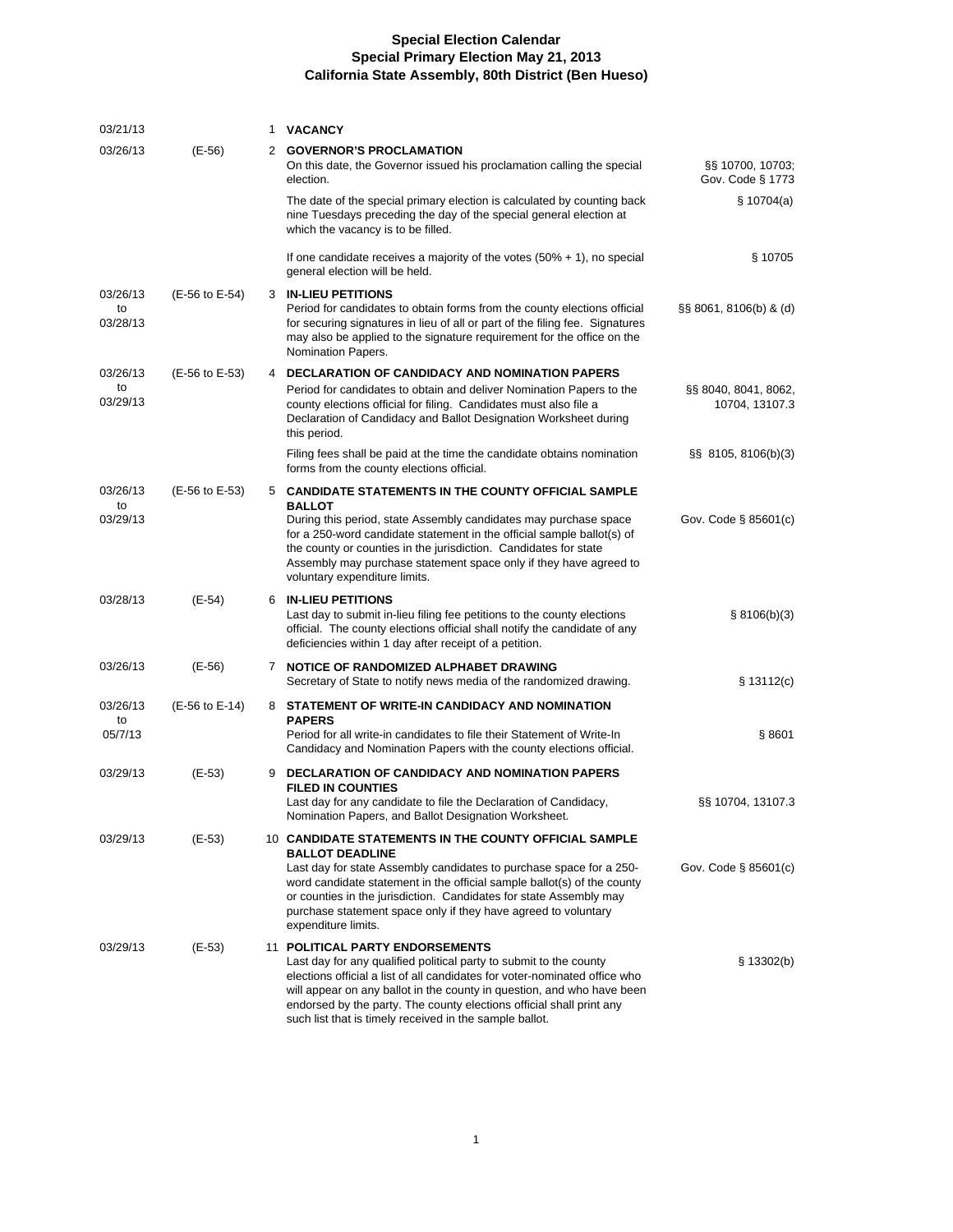# Special Election Calendar
## Special Primary Election May 21, 2013
## California State Assembly, 80th District (Ben Hueso)

| Date | E-Day | No. | Event | Code |
|---|---|---|---|---|
| 03/21/13 | | 1 | **VACANCY** | |
| 03/26/13 | (E-56) | 2 | **GOVERNOR'S PROCLAMATION**<br>On this date, the Governor issued his proclamation calling the special election. | §§ 10700, 10703; Gov. Code § 1773 |
| | | | The date of the special primary election is calculated by counting back nine Tuesdays preceding the day of the special general election at which the vacancy is to be filled. | § 10704(a) |
| | | | If one candidate receives a majority of the votes (50% + 1), no special general election will be held. | § 10705 |
| 03/26/13 to 03/28/13 | (E-56 to E-54) | 3 | **IN-LIEU PETITIONS**<br>Period for candidates to obtain forms from the county elections official for securing signatures in lieu of all or part of the filing fee. Signatures may also be applied to the signature requirement for the office on the Nomination Papers. | §§ 8061, 8106(b) & (d) |
| 03/26/13 to 03/29/13 | (E-56 to E-53) | 4 | **DECLARATION OF CANDIDACY AND NOMINATION PAPERS**<br>Period for candidates to obtain and deliver Nomination Papers to the county elections official for filing. Candidates must also file a Declaration of Candidacy and Ballot Designation Worksheet during this period. | §§ 8040, 8041, 8062, 10704, 13107.3 |
| | | | Filing fees shall be paid at the time the candidate obtains nomination forms from the county elections official. | §§ 8105, 8106(b)(3) |
| 03/26/13 to 03/29/13 | (E-56 to E-53) | 5 | **CANDIDATE STATEMENTS IN THE COUNTY OFFICIAL SAMPLE BALLOT**<br>During this period, state Assembly candidates may purchase space for a 250-word candidate statement in the official sample ballot(s) of the county or counties in the jurisdiction. Candidates for state Assembly may purchase statement space only if they have agreed to voluntary expenditure limits. | Gov. Code § 85601(c) |
| 03/28/13 | (E-54) | 6 | **IN-LIEU PETITIONS**<br>Last day to submit in-lieu filing fee petitions to the county elections official. The county elections official shall notify the candidate of any deficiencies within 1 day after receipt of a petition. | § 8106(b)(3) |
| 03/26/13 | (E-56) | 7 | **NOTICE OF RANDOMIZED ALPHABET DRAWING**<br>Secretary of State to notify news media of the randomized drawing. | § 13112(c) |
| 03/26/13 to 05/7/13 | (E-56 to E-14) | 8 | **STATEMENT OF WRITE-IN CANDIDACY AND NOMINATION PAPERS**<br>Period for all write-in candidates to file their Statement of Write-In Candidacy and Nomination Papers with the county elections official. | § 8601 |
| 03/29/13 | (E-53) | 9 | **DECLARATION OF CANDIDACY AND NOMINATION PAPERS FILED IN COUNTIES**<br>Last day for any candidate to file the Declaration of Candidacy, Nomination Papers, and Ballot Designation Worksheet. | §§ 10704, 13107.3 |
| 03/29/13 | (E-53) | 10 | **CANDIDATE STATEMENTS IN THE COUNTY OFFICIAL SAMPLE BALLOT DEADLINE**<br>Last day for state Assembly candidates to purchase space for a 250-word candidate statement in the official sample ballot(s) of the county or counties in the jurisdiction. Candidates for state Assembly may purchase statement space only if they have agreed to voluntary expenditure limits. | Gov. Code § 85601(c) |
| 03/29/13 | (E-53) | 11 | **POLITICAL PARTY ENDORSEMENTS**<br>Last day for any qualified political party to submit to the county elections official a list of all candidates for voter-nominated office who will appear on any ballot in the county in question, and who have been endorsed by the party. The county elections official shall print any such list that is timely received in the sample ballot. | § 13302(b) |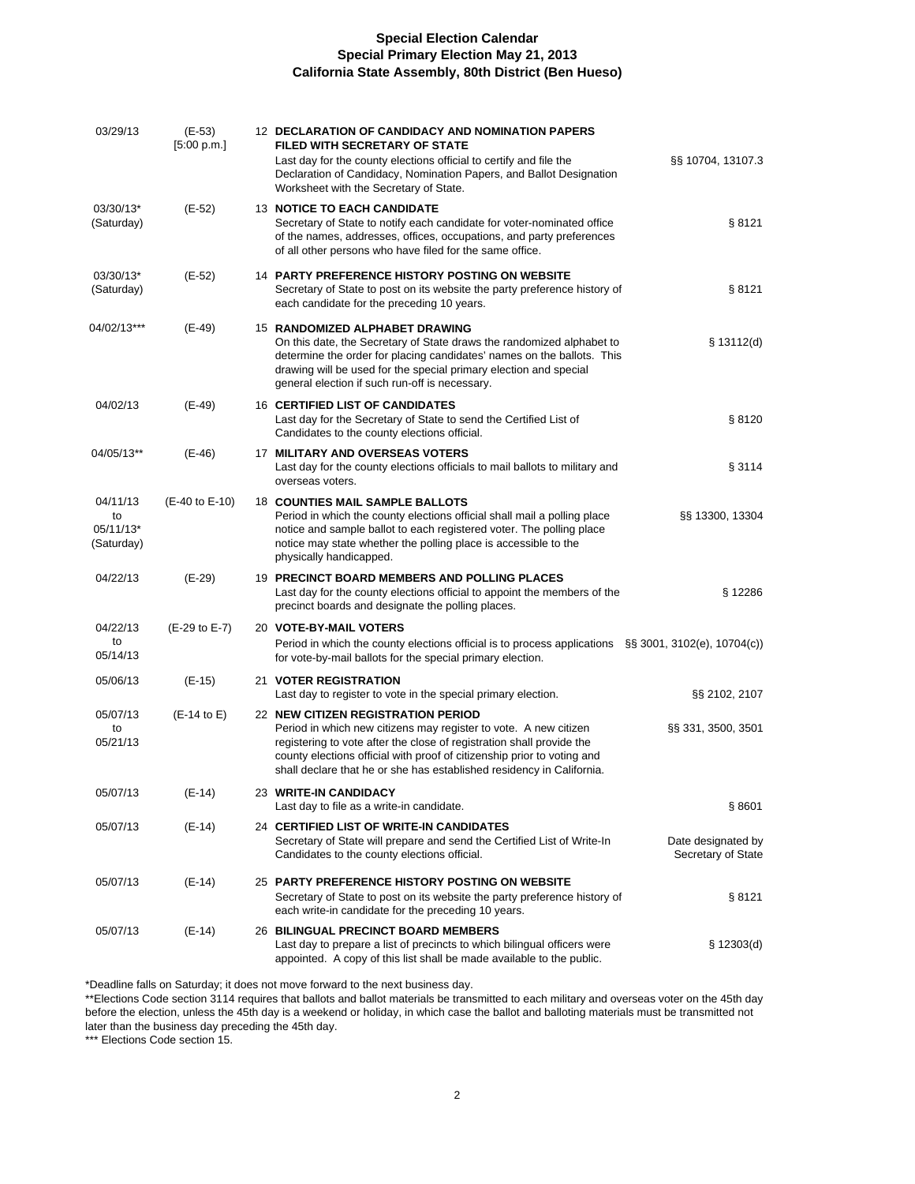**Special Election Calendar**
**Special Primary Election May 21, 2013**
**California State Assembly, 80th District (Ben Hueso)**

| Date | E-Day | Item | Code Section |
|---|---|---|---|
| 03/29/13 | (E-53) [5:00 p.m.] | 12 **DECLARATION OF CANDIDACY AND NOMINATION PAPERS FILED WITH SECRETARY OF STATE** Last day for the county elections official to certify and file the Declaration of Candidacy, Nomination Papers, and Ballot Designation Worksheet with the Secretary of State. | §§ 10704, 13107.3 |
| 03/30/13* (Saturday) | (E-52) | 13 **NOTICE TO EACH CANDIDATE** Secretary of State to notify each candidate for voter-nominated office of the names, addresses, offices, occupations, and party preferences of all other persons who have filed for the same office. | § 8121 |
| 03/30/13* (Saturday) | (E-52) | 14 **PARTY PREFERENCE HISTORY POSTING ON WEBSITE** Secretary of State to post on its website the party preference history of each candidate for the preceding 10 years. | § 8121 |
| 04/02/13*** | (E-49) | 15 **RANDOMIZED ALPHABET DRAWING** On this date, the Secretary of State draws the randomized alphabet to determine the order for placing candidates' names on the ballots. This drawing will be used for the special primary election and special general election if such run-off is necessary. | § 13112(d) |
| 04/02/13 | (E-49) | 16 **CERTIFIED LIST OF CANDIDATES** Last day for the Secretary of State to send the Certified List of Candidates to the county elections official. | § 8120 |
| 04/05/13** | (E-46) | 17 **MILITARY AND OVERSEAS VOTERS** Last day for the county elections officials to mail ballots to military and overseas voters. | § 3114 |
| 04/11/13 to 05/11/13* (Saturday) | (E-40 to E-10) | 18 **COUNTIES MAIL SAMPLE BALLOTS** Period in which the county elections official shall mail a polling place notice and sample ballot to each registered voter. The polling place notice may state whether the polling place is accessible to the physically handicapped. | §§ 13300, 13304 |
| 04/22/13 | (E-29) | 19 **PRECINCT BOARD MEMBERS AND POLLING PLACES** Last day for the county elections official to appoint the members of the precinct boards and designate the polling places. | § 12286 |
| 04/22/13 to 05/14/13 | (E-29 to E-7) | 20 **VOTE-BY-MAIL VOTERS** Period in which the county elections official is to process applications for vote-by-mail ballots for the special primary election. | §§ 3001, 3102(e), 10704(c)) |
| 05/06/13 | (E-15) | 21 **VOTER REGISTRATION** Last day to register to vote in the special primary election. | §§ 2102, 2107 |
| 05/07/13 to 05/21/13 | (E-14 to E) | 22 **NEW CITIZEN REGISTRATION PERIOD** Period in which new citizens may register to vote. A new citizen registering to vote after the close of registration shall provide the county elections official with proof of citizenship prior to voting and shall declare that he or she has established residency in California. | §§ 331, 3500, 3501 |
| 05/07/13 | (E-14) | 23 **WRITE-IN CANDIDACY** Last day to file as a write-in candidate. | § 8601 |
| 05/07/13 | (E-14) | 24 **CERTIFIED LIST OF WRITE-IN CANDIDATES** Secretary of State will prepare and send the Certified List of Write-In Candidates to the county elections official. | Date designated by Secretary of State |
| 05/07/13 | (E-14) | 25 **PARTY PREFERENCE HISTORY POSTING ON WEBSITE** Secretary of State to post on its website the party preference history of each write-in candidate for the preceding 10 years. | § 8121 |
| 05/07/13 | (E-14) | 26 **BILINGUAL PRECINCT BOARD MEMBERS** Last day to prepare a list of precincts to which bilingual officers were appointed. A copy of this list shall be made available to the public. | § 12303(d) |

*Deadline falls on Saturday; it does not move forward to the next business day.

**Elections Code section 3114 requires that ballots and ballot materials be transmitted to each military and overseas voter on the 45th day before the election, unless the 45th day is a weekend or holiday, in which case the ballot and balloting materials must be transmitted not later than the business day preceding the 45th day.

*** Elections Code section 15.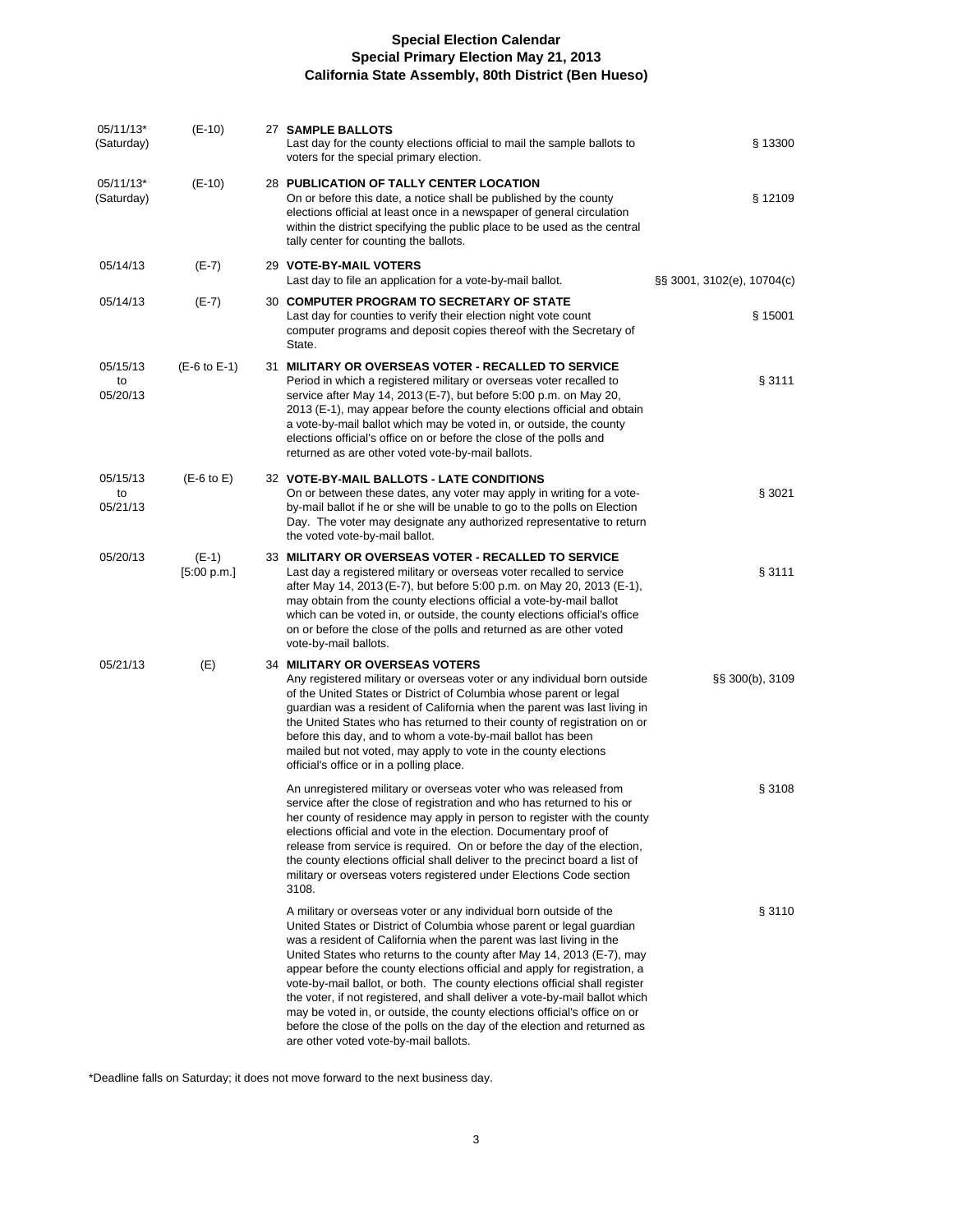**Special Election Calendar**
**Special Primary Election May 21, 2013**
**California State Assembly, 80th District (Ben Hueso)**

| Date | Days | Item | Code |
|---|---|---|---|
| 05/11/13* (Saturday) | (E-10) | 27 **SAMPLE BALLOTS** Last day for the county elections official to mail the sample ballots to voters for the special primary election. | § 13300 |
| 05/11/13* (Saturday) | (E-10) | 28 **PUBLICATION OF TALLY CENTER LOCATION** On or before this date, a notice shall be published by the county elections official at least once in a newspaper of general circulation within the district specifying the public place to be used as the central tally center for counting the ballots. | § 12109 |
| 05/14/13 | (E-7) | 29 **VOTE-BY-MAIL VOTERS** Last day to file an application for a vote-by-mail ballot. | §§ 3001, 3102(e), 10704(c) |
| 05/14/13 | (E-7) | 30 **COMPUTER PROGRAM TO SECRETARY OF STATE** Last day for counties to verify their election night vote count computer programs and deposit copies thereof with the Secretary of State. | § 15001 |
| 05/15/13 to 05/20/13 | (E-6 to E-1) | 31 **MILITARY OR OVERSEAS VOTER - RECALLED TO SERVICE** Period in which a registered military or overseas voter recalled to service after May 14, 2013 (E-7), but before 5:00 p.m. on May 20, 2013 (E-1), may appear before the county elections official and obtain a vote-by-mail ballot which may be voted in, or outside, the county elections official's office on or before the close of the polls and returned as are other voted vote-by-mail ballots. | § 3111 |
| 05/15/13 to 05/21/13 | (E-6 to E) | 32 **VOTE-BY-MAIL BALLOTS - LATE CONDITIONS** On or between these dates, any voter may apply in writing for a vote-by-mail ballot if he or she will be unable to go to the polls on Election Day. The voter may designate any authorized representative to return the voted vote-by-mail ballot. | § 3021 |
| 05/20/13 | (E-1) [5:00 p.m.] | 33 **MILITARY OR OVERSEAS VOTER - RECALLED TO SERVICE** Last day a registered military or overseas voter recalled to service after May 14, 2013 (E-7), but before 5:00 p.m. on May 20, 2013 (E-1), may obtain from the county elections official a vote-by-mail ballot which can be voted in, or outside, the county elections official's office on or before the close of the polls and returned as are other voted vote-by-mail ballots. | § 3111 |
| 05/21/13 | (E) | 34 **MILITARY OR OVERSEAS VOTERS** Any registered military or overseas voter or any individual born outside of the United States or District of Columbia whose parent or legal guardian was a resident of California when the parent was last living in the United States who has returned to their county of registration on or before this day, and to whom a vote-by-mail ballot has been mailed but not voted, may apply to vote in the county elections official's office or in a polling place. | §§ 300(b), 3109 |
| | | An unregistered military or overseas voter who was released from service after the close of registration and who has returned to his or her county of residence may apply in person to register with the county elections official and vote in the election. Documentary proof of release from service is required. On or before the day of the election, the county elections official shall deliver to the precinct board a list of military or overseas voters registered under Elections Code section 3108. | § 3108 |
| | | A military or overseas voter or any individual born outside of the United States or District of Columbia whose parent or legal guardian was a resident of California when the parent was last living in the United States who returns to the county after May 14, 2013 (E-7), may appear before the county elections official and apply for registration, a vote-by-mail ballot, or both. The county elections official shall register the voter, if not registered, and shall deliver a vote-by-mail ballot which may be voted in, or outside, the county elections official's office on or before the close of the polls on the day of the election and returned as are other voted vote-by-mail ballots. | § 3110 |

*Deadline falls on Saturday; it does not move forward to the next business day.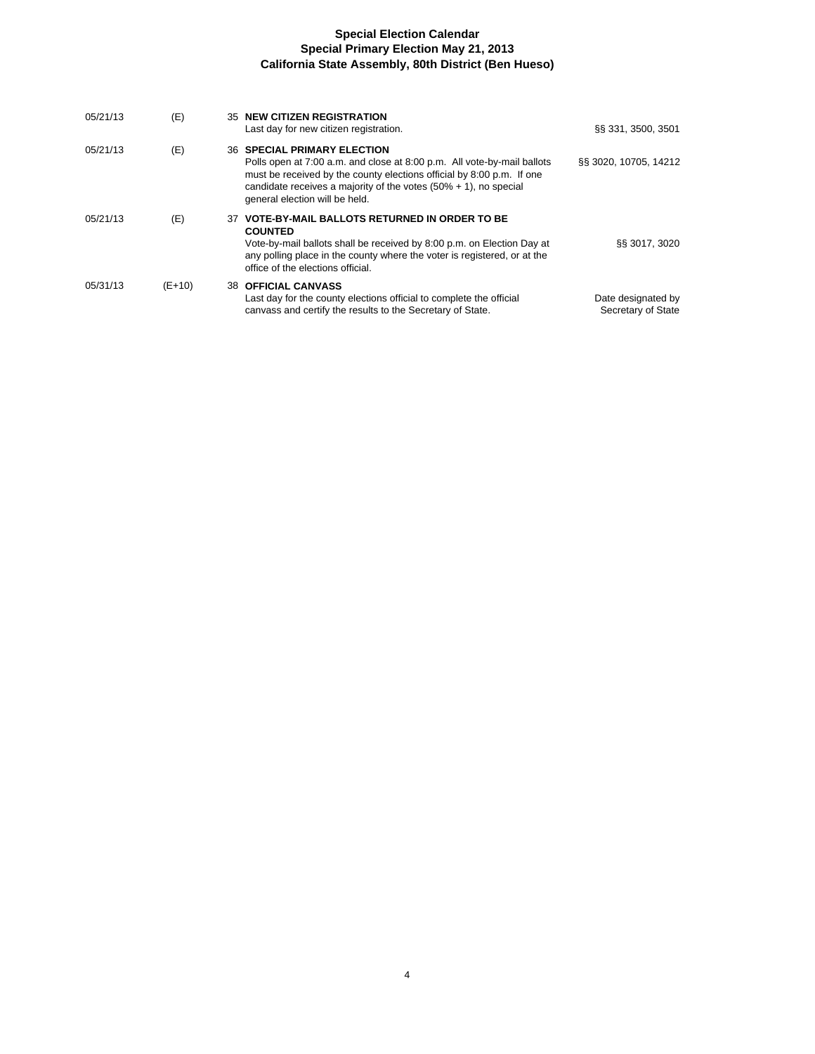**Special Election Calendar**
**Special Primary Election May 21, 2013**
**California State Assembly, 80th District (Ben Hueso)**

| | | | | |
|---|---|---|---|---|
| 05/21/13 | (E) | 35 | **NEW CITIZEN REGISTRATION**<br>Last day for new citizen registration. | §§ 331, 3500, 3501 |
| 05/21/13 | (E) | 36 | **SPECIAL PRIMARY ELECTION**<br>Polls open at 7:00 a.m. and close at 8:00 p.m. All vote-by-mail ballots must be received by the county elections official by 8:00 p.m. If one candidate receives a majority of the votes (50% + 1), no special general election will be held. | §§ 3020, 10705, 14212 |
| 05/21/13 | (E) | 37 | **VOTE-BY-MAIL BALLOTS RETURNED IN ORDER TO BE COUNTED**<br>Vote-by-mail ballots shall be received by 8:00 p.m. on Election Day at any polling place in the county where the voter is registered, or at the office of the elections official. | §§ 3017, 3020 |
| 05/31/13 | (E+10) | 38 | **OFFICIAL CANVASS**<br>Last day for the county elections official to complete the official canvass and certify the results to the Secretary of State. | Date designated by Secretary of State |